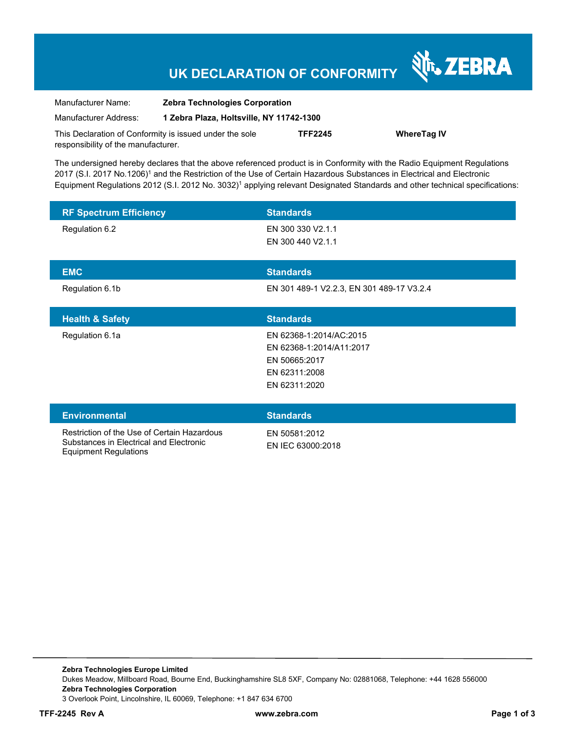# UK DECLARATION OF CONFORMITY

ZEBRA

| | |
|---|---|
| Manufacturer Name: | **Zebra Technologies Corporation** |
| Manufacturer Address: | **1 Zebra Plaza, Holtsville, NY 11742-1300** |

This Declaration of Conformity is issued under the sole responsibility of the manufacturer. **TFF2245** **WhereTag IV**

The undersigned hereby declares that the above referenced product is in Conformity with the Radio Equipment Regulations 2017 (S.I. 2017 No.1206)[1] and the Restriction of the Use of Certain Hazardous Substances in Electrical and Electronic Equipment Regulations 2012 (S.I. 2012 No. 3032)[1] applying relevant Designated Standards and other technical specifications:

| RF Spectrum Efficiency | Standards |
|---|---|
| Regulation 6.2 | EN 300 330 V2.1.1<br>EN 300 440 V2.1.1 |

| EMC | Standards |
|---|---|
| Regulation 6.1b | EN 301 489-1 V2.2.3, EN 301 489-17 V3.2.4 |

| Health & Safety | Standards |
|---|---|
| Regulation 6.1a | EN 62368-1:2014/AC:2015<br>EN 62368-1:2014/A11:2017<br>EN 50665:2017<br>EN 62311:2008<br>EN 62311:2020 |

| Environmental | Standards |
|---|---|
| Restriction of the Use of Certain Hazardous Substances in Electrical and Electronic Equipment Regulations | EN 50581:2012<br>EN IEC 63000:2018 |

**Zebra Technologies Europe Limited**
Dukes Meadow, Millboard Road, Bourne End, Buckinghamshire SL8 5XF, Company No: 02881068, Telephone: +44 1628 556000
**Zebra Technologies Corporation**
3 Overlook Point, Lincolnshire, IL 60069, Telephone: +1 847 634 6700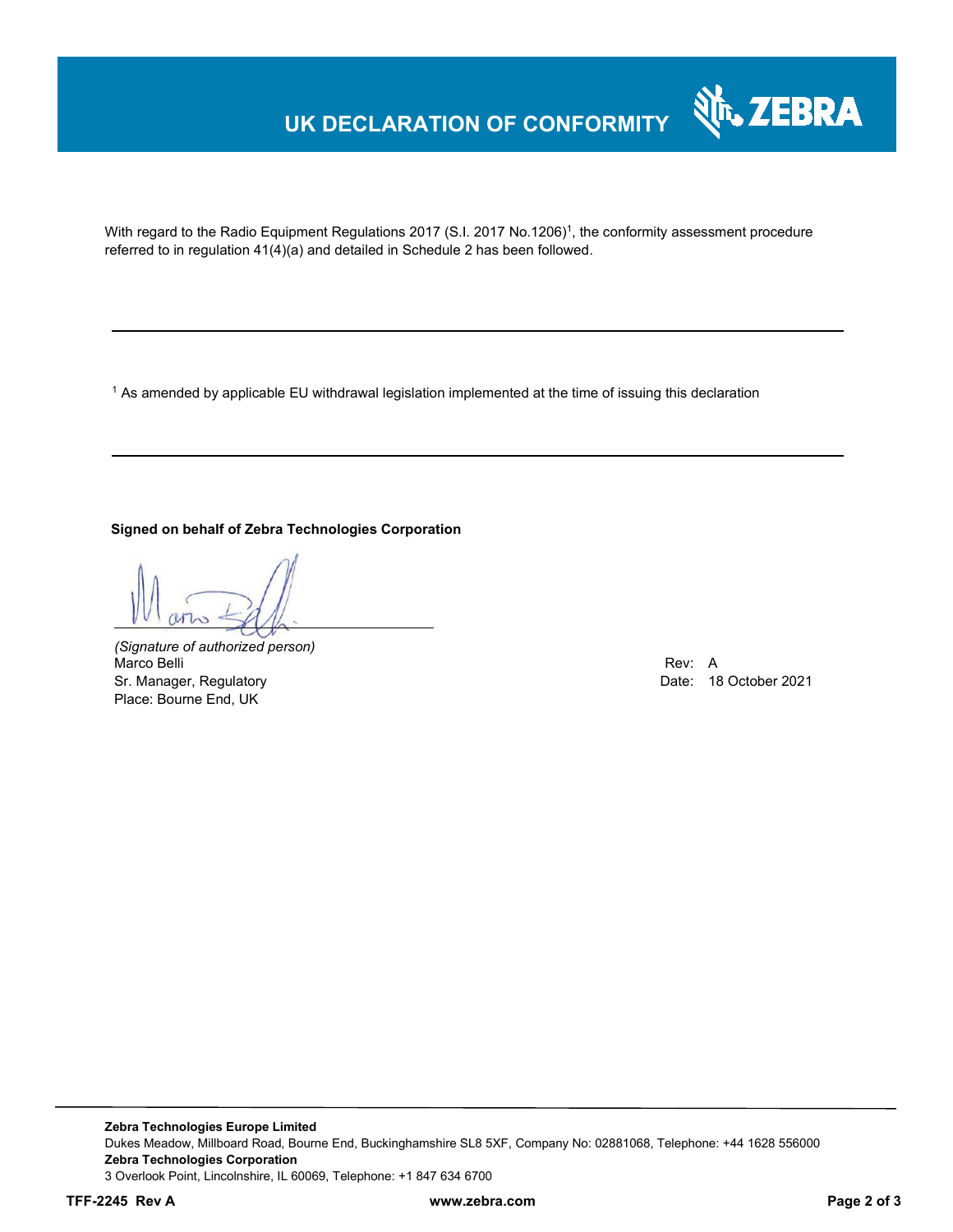# UK DECLARATION OF CONFORMITY

With regard to the Radio Equipment Regulations 2017 (S.I. 2017 No.1206)[1], the conformity assessment procedure referred to in regulation 41(4)(a) and detailed in Schedule 2 has been followed.

---

[1] As amended by applicable EU withdrawal legislation implemented at the time of issuing this declaration

---

**Signed on behalf of Zebra Technologies Corporation**

*(Signature of authorized person)*
Marco Belli
Sr. Manager, Regulatory
Place: Bourne End, UK

Rev: A
Date: 18 October 2021

**Zebra Technologies Europe Limited**
Dukes Meadow, Millboard Road, Bourne End, Buckinghamshire SL8 5XF, Company No: 02881068, Telephone: +44 1628 556000
**Zebra Technologies Corporation**
3 Overlook Point, Lincolnshire, IL 60069, Telephone: +1 847 634 6700

**TFF-2245 Rev A** **www.zebra.com**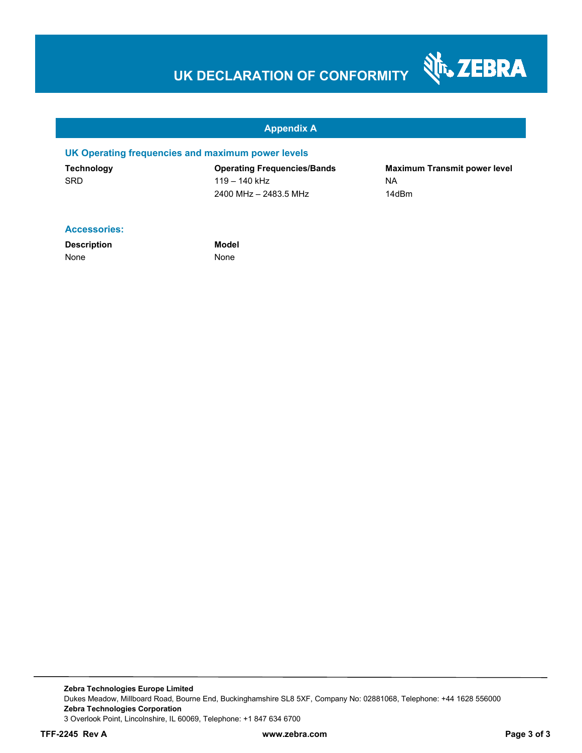# UK DECLARATION OF CONFORMITY

## Appendix A

### UK Operating frequencies and maximum power levels

| Technology | Operating Frequencies/Bands | Maximum Transmit power level |
|---|---|---|
| SRD | 119 – 140 kHz | NA |
| | 2400 MHz – 2483.5 MHz | 14dBm |

### Accessories:

| Description | Model |
|---|---|
| None | None |

**Zebra Technologies Europe Limited**
Dukes Meadow, Millboard Road, Bourne End, Buckinghamshire SL8 5XF, Company No: 02881068, Telephone: +44 1628 556000
**Zebra Technologies Corporation**
3 Overlook Point, Lincolnshire, IL 60069, Telephone: +1 847 634 6700

**TFF-2245 Rev A** **www.zebra.com**